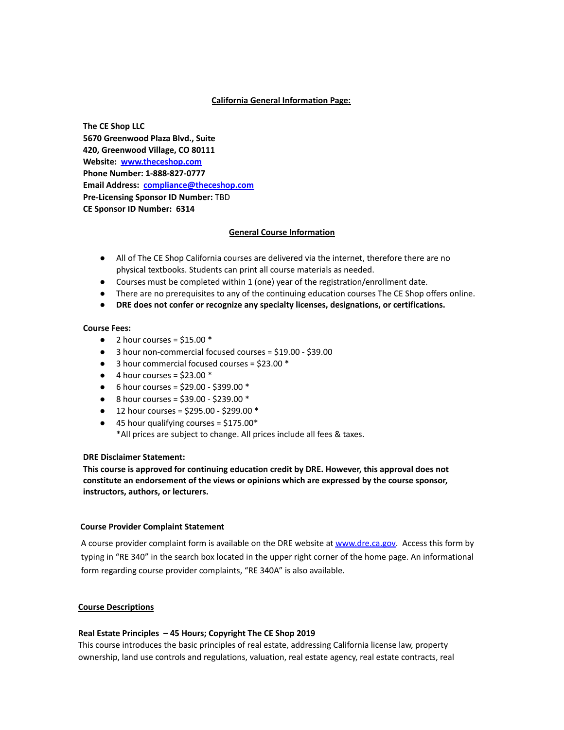## California General Information Page:

**The CE Shop LLC**
**5670 Greenwood Plaza Blvd., Suite 420, Greenwood Village, CO 80111**
**Website:** [www.theceshop.com](http://www.theceshop.com)
**Phone Number: 1-888-827-0777**
**Email Address:** [compliance@theceshop.com](mailto:compliance@theceshop.com)
**Pre-Licensing Sponsor ID Number:** TBD
**CE Sponsor ID Number: 6314**

### General Course Information

- All of The CE Shop California courses are delivered via the internet, therefore there are no physical textbooks. Students can print all course materials as needed.
- Courses must be completed within 1 (one) year of the registration/enrollment date.
- There are no prerequisites to any of the continuing education courses The CE Shop offers online.
- **DRE does not confer or recognize any specialty licenses, designations, or certifications.**

**Course Fees:**

- 2 hour courses = $15.00 *
- 3 hour non-commercial focused courses = $19.00 - $39.00
- 3 hour commercial focused courses = $23.00 *
- 4 hour courses = $23.00 *
- 6 hour courses = $29.00 - $399.00 *
- 8 hour courses = $39.00 - $239.00 *
- 12 hour courses = $295.00 - $299.00 *
- 45 hour qualifying courses = $175.00*

  *All prices are subject to change. All prices include all fees & taxes.

**DRE Disclaimer Statement:**
**This course is approved for continuing education credit by DRE. However, this approval does not constitute an endorsement of the views or opinions which are expressed by the course sponsor, instructors, authors, or lecturers.**

**Course Provider Complaint Statement**

A course provider complaint form is available on the DRE website at [www.dre.ca.gov](http://www.dre.ca.gov). Access this form by typing in "RE 340" in the search box located in the upper right corner of the home page. An informational form regarding course provider complaints, "RE 340A" is also available.

### Course Descriptions

**Real Estate Principles – 45 Hours; Copyright The CE Shop 2019**
This course introduces the basic principles of real estate, addressing California license law, property ownership, land use controls and regulations, valuation, real estate agency, real estate contracts, real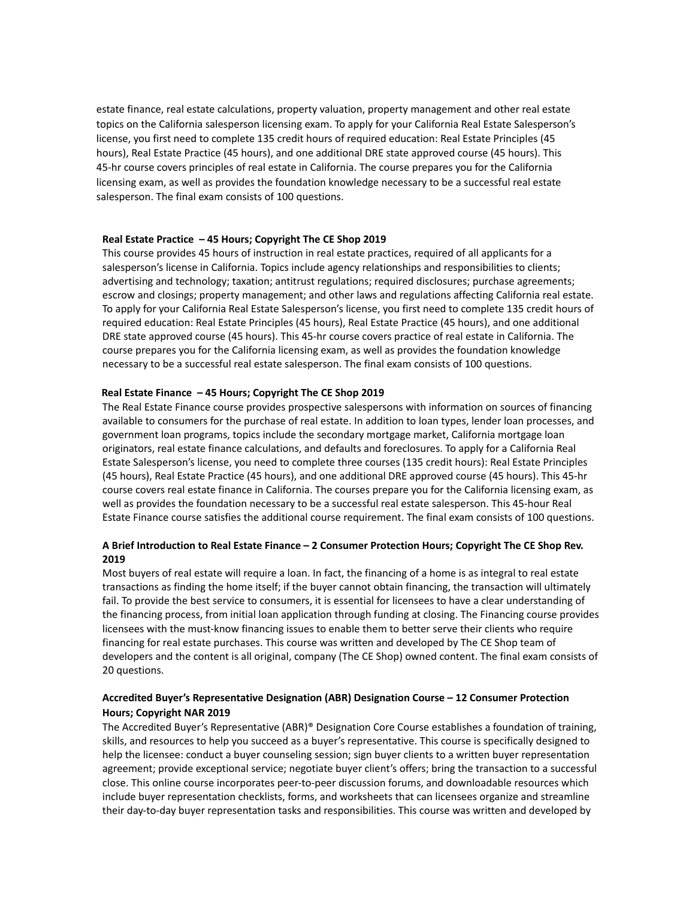estate finance, real estate calculations, property valuation, property management and other real estate topics on the California salesperson licensing exam. To apply for your California Real Estate Salesperson's license, you first need to complete 135 credit hours of required education: Real Estate Principles (45 hours), Real Estate Practice (45 hours), and one additional DRE state approved course (45 hours). This 45-hr course covers principles of real estate in California. The course prepares you for the California licensing exam, as well as provides the foundation knowledge necessary to be a successful real estate salesperson. The final exam consists of 100 questions.

**Real Estate Practice – 45 Hours; Copyright The CE Shop 2019**

This course provides 45 hours of instruction in real estate practices, required of all applicants for a salesperson's license in California. Topics include agency relationships and responsibilities to clients; advertising and technology; taxation; antitrust regulations; required disclosures; purchase agreements; escrow and closings; property management; and other laws and regulations affecting California real estate. To apply for your California Real Estate Salesperson's license, you first need to complete 135 credit hours of required education: Real Estate Principles (45 hours), Real Estate Practice (45 hours), and one additional DRE state approved course (45 hours). This 45-hr course covers practice of real estate in California. The course prepares you for the California licensing exam, as well as provides the foundation knowledge necessary to be a successful real estate salesperson. The final exam consists of 100 questions.

**Real Estate Finance – 45 Hours; Copyright The CE Shop 2019**

The Real Estate Finance course provides prospective salespersons with information on sources of financing available to consumers for the purchase of real estate. In addition to loan types, lender loan processes, and government loan programs, topics include the secondary mortgage market, California mortgage loan originators, real estate finance calculations, and defaults and foreclosures. To apply for a California Real Estate Salesperson's license, you need to complete three courses (135 credit hours): Real Estate Principles (45 hours), Real Estate Practice (45 hours), and one additional DRE approved course (45 hours). This 45-hr course covers real estate finance in California. The courses prepare you for the California licensing exam, as well as provides the foundation necessary to be a successful real estate salesperson. This 45-hour Real Estate Finance course satisfies the additional course requirement. The final exam consists of 100 questions.

**A Brief Introduction to Real Estate Finance – 2 Consumer Protection Hours; Copyright The CE Shop Rev. 2019**

Most buyers of real estate will require a loan. In fact, the financing of a home is as integral to real estate transactions as finding the home itself; if the buyer cannot obtain financing, the transaction will ultimately fail. To provide the best service to consumers, it is essential for licensees to have a clear understanding of the financing process, from initial loan application through funding at closing. The Financing course provides licensees with the must-know financing issues to enable them to better serve their clients who require financing for real estate purchases. This course was written and developed by The CE Shop team of developers and the content is all original, company (The CE Shop) owned content. The final exam consists of 20 questions.

**Accredited Buyer's Representative Designation (ABR) Designation Course – 12 Consumer Protection Hours; Copyright NAR 2019**

The Accredited Buyer's Representative (ABR)® Designation Core Course establishes a foundation of training, skills, and resources to help you succeed as a buyer's representative. This course is specifically designed to help the licensee: conduct a buyer counseling session; sign buyer clients to a written buyer representation agreement; provide exceptional service; negotiate buyer client's offers; bring the transaction to a successful close. This online course incorporates peer-to-peer discussion forums, and downloadable resources which include buyer representation checklists, forms, and worksheets that can licensees organize and streamline their day-to-day buyer representation tasks and responsibilities. This course was written and developed by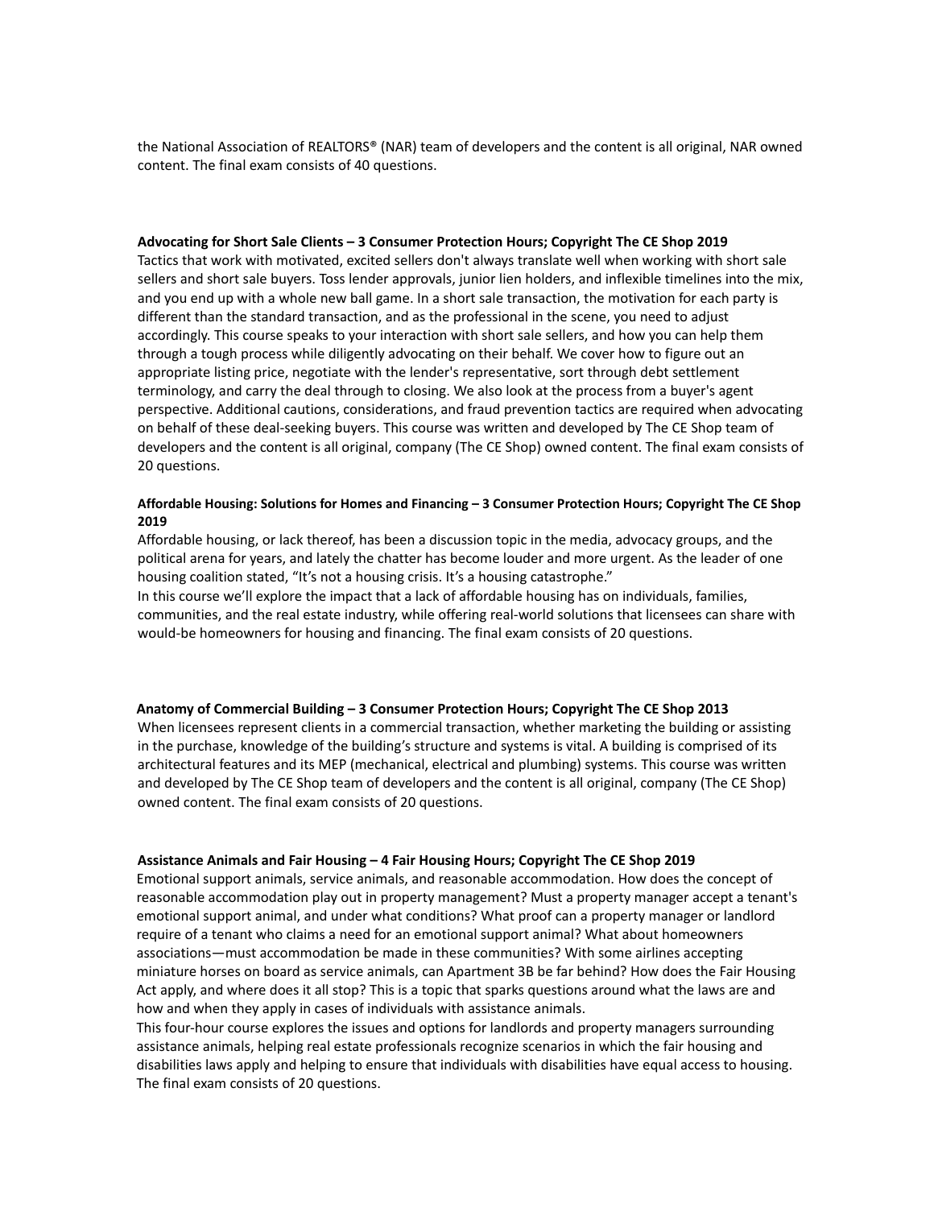the National Association of REALTORS® (NAR) team of developers and the content is all original, NAR owned content. The final exam consists of 40 questions.

**Advocating for Short Sale Clients – 3 Consumer Protection Hours; Copyright The CE Shop 2019**

Tactics that work with motivated, excited sellers don't always translate well when working with short sale sellers and short sale buyers. Toss lender approvals, junior lien holders, and inflexible timelines into the mix, and you end up with a whole new ball game. In a short sale transaction, the motivation for each party is different than the standard transaction, and as the professional in the scene, you need to adjust accordingly. This course speaks to your interaction with short sale sellers, and how you can help them through a tough process while diligently advocating on their behalf. We cover how to figure out an appropriate listing price, negotiate with the lender's representative, sort through debt settlement terminology, and carry the deal through to closing. We also look at the process from a buyer's agent perspective. Additional cautions, considerations, and fraud prevention tactics are required when advocating on behalf of these deal-seeking buyers. This course was written and developed by The CE Shop team of developers and the content is all original, company (The CE Shop) owned content. The final exam consists of 20 questions.

**Affordable Housing: Solutions for Homes and Financing – 3 Consumer Protection Hours; Copyright The CE Shop 2019**

Affordable housing, or lack thereof, has been a discussion topic in the media, advocacy groups, and the political arena for years, and lately the chatter has become louder and more urgent. As the leader of one housing coalition stated, “It’s not a housing crisis. It’s a housing catastrophe.”

In this course we’ll explore the impact that a lack of affordable housing has on individuals, families, communities, and the real estate industry, while offering real-world solutions that licensees can share with would-be homeowners for housing and financing. The final exam consists of 20 questions.

**Anatomy of Commercial Building – 3 Consumer Protection Hours; Copyright The CE Shop 2013**

When licensees represent clients in a commercial transaction, whether marketing the building or assisting in the purchase, knowledge of the building’s structure and systems is vital. A building is comprised of its architectural features and its MEP (mechanical, electrical and plumbing) systems. This course was written and developed by The CE Shop team of developers and the content is all original, company (The CE Shop) owned content. The final exam consists of 20 questions.

**Assistance Animals and Fair Housing – 4 Fair Housing Hours; Copyright The CE Shop 2019**

Emotional support animals, service animals, and reasonable accommodation. How does the concept of reasonable accommodation play out in property management? Must a property manager accept a tenant's emotional support animal, and under what conditions? What proof can a property manager or landlord require of a tenant who claims a need for an emotional support animal? What about homeowners associations—must accommodation be made in these communities? With some airlines accepting miniature horses on board as service animals, can Apartment 3B be far behind? How does the Fair Housing Act apply, and where does it all stop? This is a topic that sparks questions around what the laws are and how and when they apply in cases of individuals with assistance animals.

This four-hour course explores the issues and options for landlords and property managers surrounding assistance animals, helping real estate professionals recognize scenarios in which the fair housing and disabilities laws apply and helping to ensure that individuals with disabilities have equal access to housing. The final exam consists of 20 questions.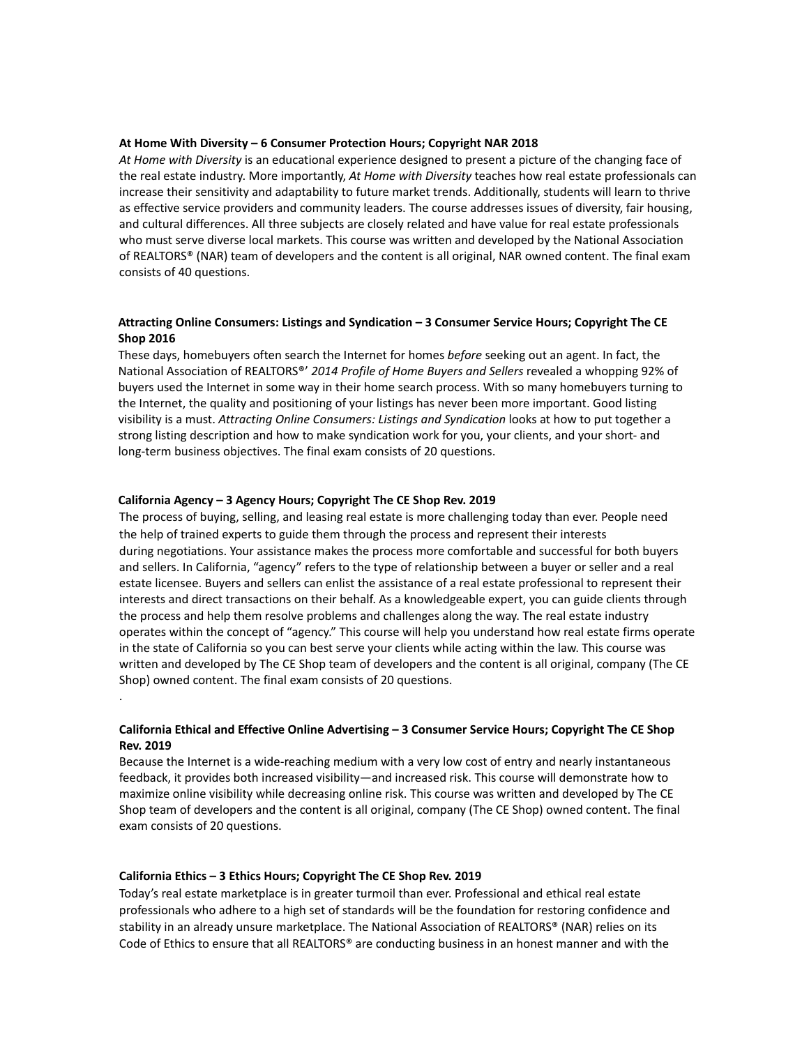**At Home With Diversity – 6 Consumer Protection Hours; Copyright NAR 2018**

*At Home with Diversity* is an educational experience designed to present a picture of the changing face of the real estate industry. More importantly, *At Home with Diversity* teaches how real estate professionals can increase their sensitivity and adaptability to future market trends. Additionally, students will learn to thrive as effective service providers and community leaders. The course addresses issues of diversity, fair housing, and cultural differences. All three subjects are closely related and have value for real estate professionals who must serve diverse local markets. This course was written and developed by the National Association of REALTORS® (NAR) team of developers and the content is all original, NAR owned content. The final exam consists of 40 questions.

**Attracting Online Consumers: Listings and Syndication – 3 Consumer Service Hours; Copyright The CE Shop 2016**

These days, homebuyers often search the Internet for homes *before* seeking out an agent. In fact, the National Association of REALTORS®' *2014 Profile of Home Buyers and Sellers* revealed a whopping 92% of buyers used the Internet in some way in their home search process. With so many homebuyers turning to the Internet, the quality and positioning of your listings has never been more important. Good listing visibility is a must. *Attracting Online Consumers: Listings and Syndication* looks at how to put together a strong listing description and how to make syndication work for you, your clients, and your short- and long-term business objectives. The final exam consists of 20 questions.

**California Agency – 3 Agency Hours; Copyright The CE Shop Rev. 2019**

The process of buying, selling, and leasing real estate is more challenging today than ever. People need the help of trained experts to guide them through the process and represent their interests during negotiations. Your assistance makes the process more comfortable and successful for both buyers and sellers. In California, "agency" refers to the type of relationship between a buyer or seller and a real estate licensee. Buyers and sellers can enlist the assistance of a real estate professional to represent their interests and direct transactions on their behalf. As a knowledgeable expert, you can guide clients through the process and help them resolve problems and challenges along the way. The real estate industry operates within the concept of "agency." This course will help you understand how real estate firms operate in the state of California so you can best serve your clients while acting within the law. This course was written and developed by The CE Shop team of developers and the content is all original, company (The CE Shop) owned content. The final exam consists of 20 questions.

.

**California Ethical and Effective Online Advertising – 3 Consumer Service Hours; Copyright The CE Shop Rev. 2019**

Because the Internet is a wide-reaching medium with a very low cost of entry and nearly instantaneous feedback, it provides both increased visibility—and increased risk. This course will demonstrate how to maximize online visibility while decreasing online risk. This course was written and developed by The CE Shop team of developers and the content is all original, company (The CE Shop) owned content. The final exam consists of 20 questions.

**California Ethics – 3 Ethics Hours; Copyright The CE Shop Rev. 2019**

Today's real estate marketplace is in greater turmoil than ever. Professional and ethical real estate professionals who adhere to a high set of standards will be the foundation for restoring confidence and stability in an already unsure marketplace. The National Association of REALTORS® (NAR) relies on its Code of Ethics to ensure that all REALTORS® are conducting business in an honest manner and with the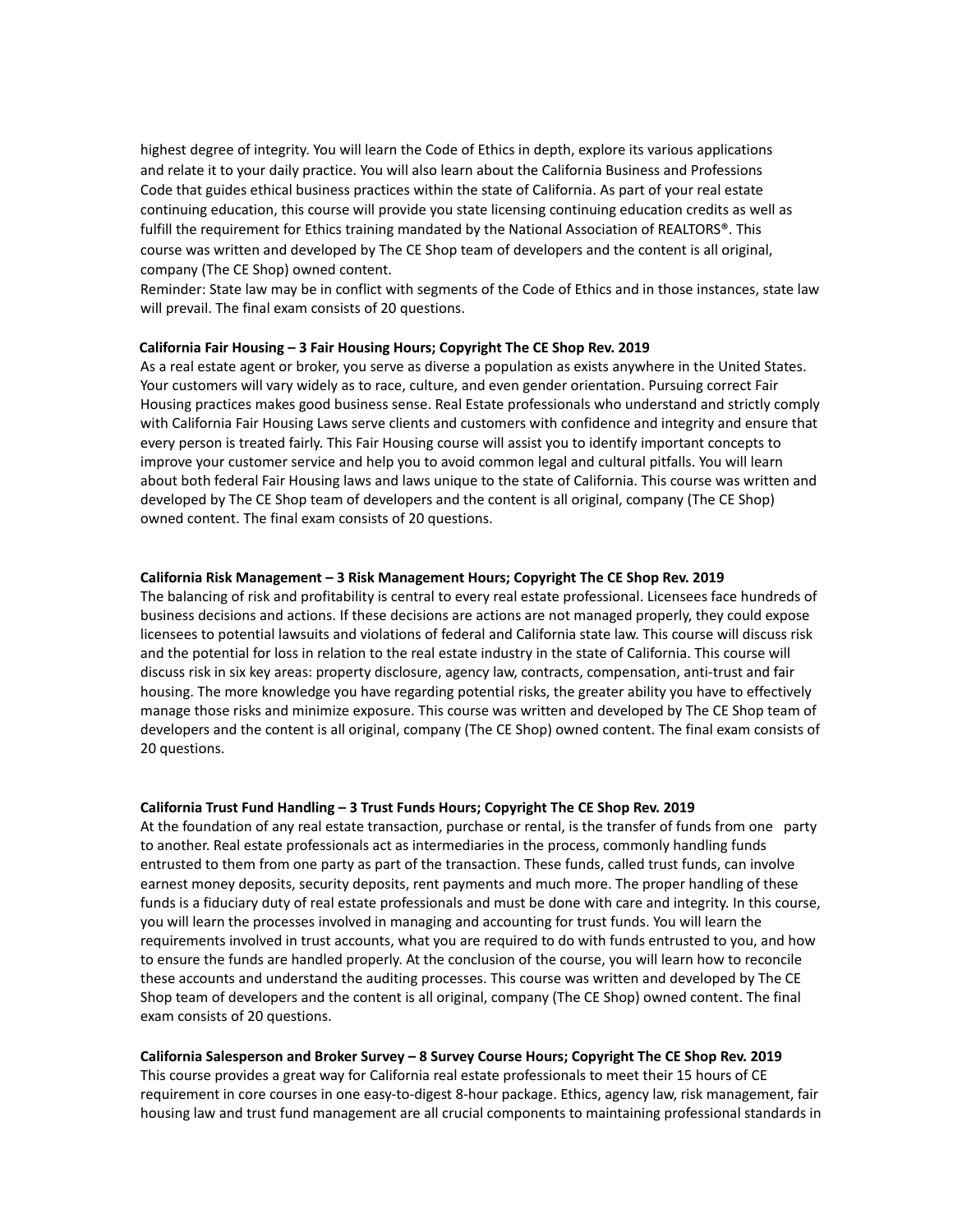highest degree of integrity. You will learn the Code of Ethics in depth, explore its various applications and relate it to your daily practice. You will also learn about the California Business and Professions Code that guides ethical business practices within the state of California. As part of your real estate continuing education, this course will provide you state licensing continuing education credits as well as fulfill the requirement for Ethics training mandated by the National Association of REALTORS®. This course was written and developed by The CE Shop team of developers and the content is all original, company (The CE Shop) owned content.
Reminder: State law may be in conflict with segments of the Code of Ethics and in those instances, state law will prevail. The final exam consists of 20 questions.

**California Fair Housing – 3 Fair Housing Hours; Copyright The CE Shop Rev. 2019**
As a real estate agent or broker, you serve as diverse a population as exists anywhere in the United States. Your customers will vary widely as to race, culture, and even gender orientation. Pursuing correct Fair Housing practices makes good business sense. Real Estate professionals who understand and strictly comply with California Fair Housing Laws serve clients and customers with confidence and integrity and ensure that every person is treated fairly. This Fair Housing course will assist you to identify important concepts to improve your customer service and help you to avoid common legal and cultural pitfalls. You will learn about both federal Fair Housing laws and laws unique to the state of California. This course was written and developed by The CE Shop team of developers and the content is all original, company (The CE Shop) owned content. The final exam consists of 20 questions.

**California Risk Management – 3 Risk Management Hours; Copyright The CE Shop Rev. 2019**
The balancing of risk and profitability is central to every real estate professional. Licensees face hundreds of business decisions and actions. If these decisions are actions are not managed properly, they could expose licensees to potential lawsuits and violations of federal and California state law. This course will discuss risk and the potential for loss in relation to the real estate industry in the state of California. This course will discuss risk in six key areas: property disclosure, agency law, contracts, compensation, anti-trust and fair housing. The more knowledge you have regarding potential risks, the greater ability you have to effectively manage those risks and minimize exposure. This course was written and developed by The CE Shop team of developers and the content is all original, company (The CE Shop) owned content. The final exam consists of 20 questions.

**California Trust Fund Handling – 3 Trust Funds Hours; Copyright The CE Shop Rev. 2019**
At the foundation of any real estate transaction, purchase or rental, is the transfer of funds from one party to another. Real estate professionals act as intermediaries in the process, commonly handling funds entrusted to them from one party as part of the transaction. These funds, called trust funds, can involve earnest money deposits, security deposits, rent payments and much more. The proper handling of these funds is a fiduciary duty of real estate professionals and must be done with care and integrity. In this course, you will learn the processes involved in managing and accounting for trust funds. You will learn the requirements involved in trust accounts, what you are required to do with funds entrusted to you, and how to ensure the funds are handled properly. At the conclusion of the course, you will learn how to reconcile these accounts and understand the auditing processes. This course was written and developed by The CE Shop team of developers and the content is all original, company (The CE Shop) owned content. The final exam consists of 20 questions.

**California Salesperson and Broker Survey – 8 Survey Course Hours; Copyright The CE Shop Rev. 2019**
This course provides a great way for California real estate professionals to meet their 15 hours of CE requirement in core courses in one easy-to-digest 8-hour package. Ethics, agency law, risk management, fair housing law and trust fund management are all crucial components to maintaining professional standards in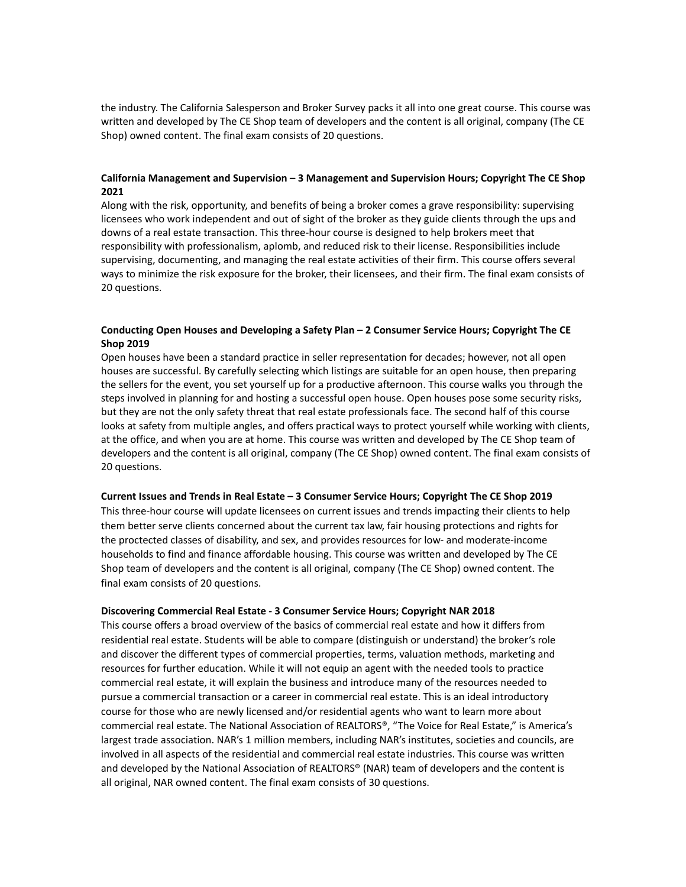the industry. The California Salesperson and Broker Survey packs it all into one great course. This course was written and developed by The CE Shop team of developers and the content is all original, company (The CE Shop) owned content. The final exam consists of 20 questions.

**California Management and Supervision – 3 Management and Supervision Hours; Copyright The CE Shop 2021**

Along with the risk, opportunity, and benefits of being a broker comes a grave responsibility: supervising licensees who work independent and out of sight of the broker as they guide clients through the ups and downs of a real estate transaction. This three-hour course is designed to help brokers meet that responsibility with professionalism, aplomb, and reduced risk to their license. Responsibilities include supervising, documenting, and managing the real estate activities of their firm. This course offers several ways to minimize the risk exposure for the broker, their licensees, and their firm. The final exam consists of 20 questions.

**Conducting Open Houses and Developing a Safety Plan – 2 Consumer Service Hours; Copyright The CE Shop 2019**

Open houses have been a standard practice in seller representation for decades; however, not all open houses are successful. By carefully selecting which listings are suitable for an open house, then preparing the sellers for the event, you set yourself up for a productive afternoon. This course walks you through the steps involved in planning for and hosting a successful open house. Open houses pose some security risks, but they are not the only safety threat that real estate professionals face. The second half of this course looks at safety from multiple angles, and offers practical ways to protect yourself while working with clients, at the office, and when you are at home. This course was written and developed by The CE Shop team of developers and the content is all original, company (The CE Shop) owned content. The final exam consists of 20 questions.

**Current Issues and Trends in Real Estate – 3 Consumer Service Hours; Copyright The CE Shop 2019**

This three-hour course will update licensees on current issues and trends impacting their clients to help them better serve clients concerned about the current tax law, fair housing protections and rights for the proctected classes of disability, and sex, and provides resources for low- and moderate-income households to find and finance affordable housing. This course was written and developed by The CE Shop team of developers and the content is all original, company (The CE Shop) owned content. The final exam consists of 20 questions.

**Discovering Commercial Real Estate - 3 Consumer Service Hours; Copyright NAR 2018**

This course offers a broad overview of the basics of commercial real estate and how it differs from residential real estate. Students will be able to compare (distinguish or understand) the broker's role and discover the different types of commercial properties, terms, valuation methods, marketing and resources for further education. While it will not equip an agent with the needed tools to practice commercial real estate, it will explain the business and introduce many of the resources needed to pursue a commercial transaction or a career in commercial real estate. This is an ideal introductory course for those who are newly licensed and/or residential agents who want to learn more about commercial real estate. The National Association of REALTORS®, "The Voice for Real Estate," is America's largest trade association. NAR's 1 million members, including NAR's institutes, societies and councils, are involved in all aspects of the residential and commercial real estate industries. This course was written and developed by the National Association of REALTORS® (NAR) team of developers and the content is all original, NAR owned content. The final exam consists of 30 questions.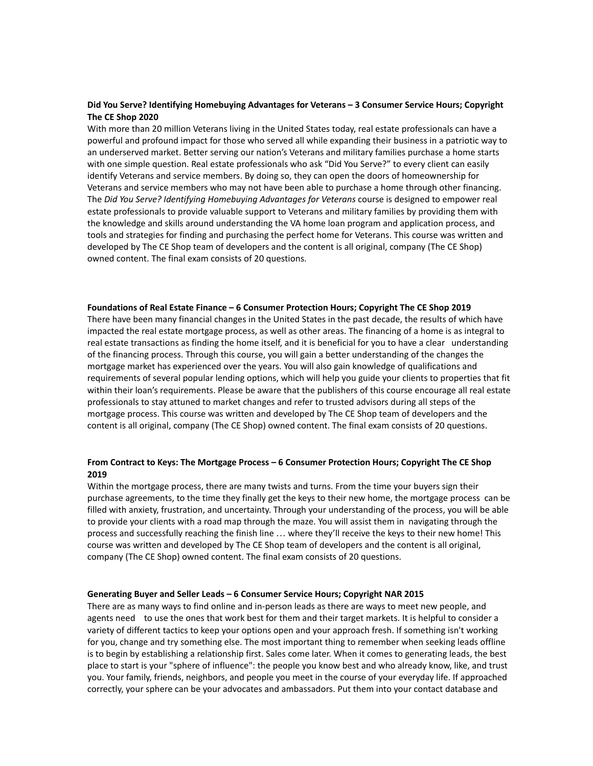**Did You Serve? Identifying Homebuying Advantages for Veterans – 3 Consumer Service Hours; Copyright The CE Shop 2020**

With more than 20 million Veterans living in the United States today, real estate professionals can have a powerful and profound impact for those who served all while expanding their business in a patriotic way to an underserved market. Better serving our nation's Veterans and military families purchase a home starts with one simple question. Real estate professionals who ask "Did You Serve?" to every client can easily identify Veterans and service members. By doing so, they can open the doors of homeownership for Veterans and service members who may not have been able to purchase a home through other financing. The *Did You Serve? Identifying Homebuying Advantages for Veterans* course is designed to empower real estate professionals to provide valuable support to Veterans and military families by providing them with the knowledge and skills around understanding the VA home loan program and application process, and tools and strategies for finding and purchasing the perfect home for Veterans. This course was written and developed by The CE Shop team of developers and the content is all original, company (The CE Shop) owned content. The final exam consists of 20 questions.

**Foundations of Real Estate Finance – 6 Consumer Protection Hours; Copyright The CE Shop 2019**

There have been many financial changes in the United States in the past decade, the results of which have impacted the real estate mortgage process, as well as other areas. The financing of a home is as integral to real estate transactions as finding the home itself, and it is beneficial for you to have a clear understanding of the financing process. Through this course, you will gain a better understanding of the changes the mortgage market has experienced over the years. You will also gain knowledge of qualifications and requirements of several popular lending options, which will help you guide your clients to properties that fit within their loan's requirements. Please be aware that the publishers of this course encourage all real estate professionals to stay attuned to market changes and refer to trusted advisors during all steps of the mortgage process. This course was written and developed by The CE Shop team of developers and the content is all original, company (The CE Shop) owned content. The final exam consists of 20 questions.

**From Contract to Keys: The Mortgage Process – 6 Consumer Protection Hours; Copyright The CE Shop 2019**

Within the mortgage process, there are many twists and turns. From the time your buyers sign their purchase agreements, to the time they finally get the keys to their new home, the mortgage process can be filled with anxiety, frustration, and uncertainty. Through your understanding of the process, you will be able to provide your clients with a road map through the maze. You will assist them in navigating through the process and successfully reaching the finish line … where they'll receive the keys to their new home! This course was written and developed by The CE Shop team of developers and the content is all original, company (The CE Shop) owned content. The final exam consists of 20 questions.

**Generating Buyer and Seller Leads – 6 Consumer Service Hours; Copyright NAR 2015**

There are as many ways to find online and in-person leads as there are ways to meet new people, and agents need to use the ones that work best for them and their target markets. It is helpful to consider a variety of different tactics to keep your options open and your approach fresh. If something isn't working for you, change and try something else. The most important thing to remember when seeking leads offline is to begin by establishing a relationship first. Sales come later. When it comes to generating leads, the best place to start is your "sphere of influence": the people you know best and who already know, like, and trust you. Your family, friends, neighbors, and people you meet in the course of your everyday life. If approached correctly, your sphere can be your advocates and ambassadors. Put them into your contact database and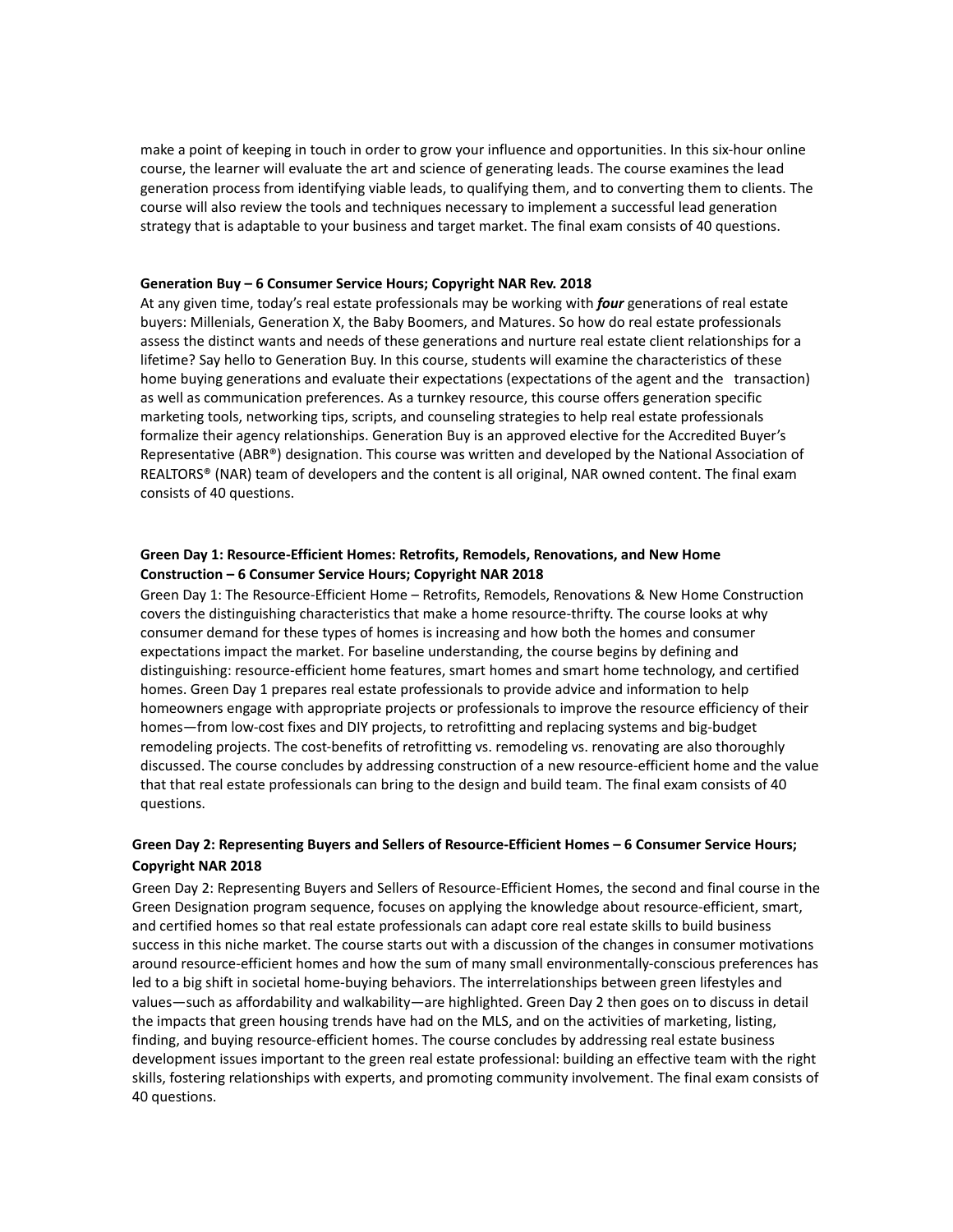make a point of keeping in touch in order to grow your influence and opportunities. In this six-hour online course, the learner will evaluate the art and science of generating leads. The course examines the lead generation process from identifying viable leads, to qualifying them, and to converting them to clients. The course will also review the tools and techniques necessary to implement a successful lead generation strategy that is adaptable to your business and target market. The final exam consists of 40 questions.

**Generation Buy – 6 Consumer Service Hours; Copyright NAR Rev. 2018**

At any given time, today's real estate professionals may be working with ***four*** generations of real estate buyers: Millenials, Generation X, the Baby Boomers, and Matures. So how do real estate professionals assess the distinct wants and needs of these generations and nurture real estate client relationships for a lifetime? Say hello to Generation Buy. In this course, students will examine the characteristics of these home buying generations and evaluate their expectations (expectations of the agent and the transaction) as well as communication preferences. As a turnkey resource, this course offers generation specific marketing tools, networking tips, scripts, and counseling strategies to help real estate professionals formalize their agency relationships. Generation Buy is an approved elective for the Accredited Buyer's Representative (ABR®) designation. This course was written and developed by the National Association of REALTORS® (NAR) team of developers and the content is all original, NAR owned content. The final exam consists of 40 questions.

**Green Day 1: Resource-Efficient Homes: Retrofits, Remodels, Renovations, and New Home Construction – 6 Consumer Service Hours; Copyright NAR 2018**

Green Day 1: The Resource-Efficient Home – Retrofits, Remodels, Renovations & New Home Construction covers the distinguishing characteristics that make a home resource-thrifty. The course looks at why consumer demand for these types of homes is increasing and how both the homes and consumer expectations impact the market. For baseline understanding, the course begins by defining and distinguishing: resource-efficient home features, smart homes and smart home technology, and certified homes. Green Day 1 prepares real estate professionals to provide advice and information to help homeowners engage with appropriate projects or professionals to improve the resource efficiency of their homes—from low-cost fixes and DIY projects, to retrofitting and replacing systems and big-budget remodeling projects. The cost-benefits of retrofitting vs. remodeling vs. renovating are also thoroughly discussed. The course concludes by addressing construction of a new resource-efficient home and the value that that real estate professionals can bring to the design and build team. The final exam consists of 40 questions.

**Green Day 2: Representing Buyers and Sellers of Resource-Efficient Homes – 6 Consumer Service Hours; Copyright NAR 2018**

Green Day 2: Representing Buyers and Sellers of Resource-Efficient Homes, the second and final course in the Green Designation program sequence, focuses on applying the knowledge about resource-efficient, smart, and certified homes so that real estate professionals can adapt core real estate skills to build business success in this niche market. The course starts out with a discussion of the changes in consumer motivations around resource-efficient homes and how the sum of many small environmentally-conscious preferences has led to a big shift in societal home-buying behaviors. The interrelationships between green lifestyles and values—such as affordability and walkability—are highlighted. Green Day 2 then goes on to discuss in detail the impacts that green housing trends have had on the MLS, and on the activities of marketing, listing, finding, and buying resource-efficient homes. The course concludes by addressing real estate business development issues important to the green real estate professional: building an effective team with the right skills, fostering relationships with experts, and promoting community involvement. The final exam consists of 40 questions.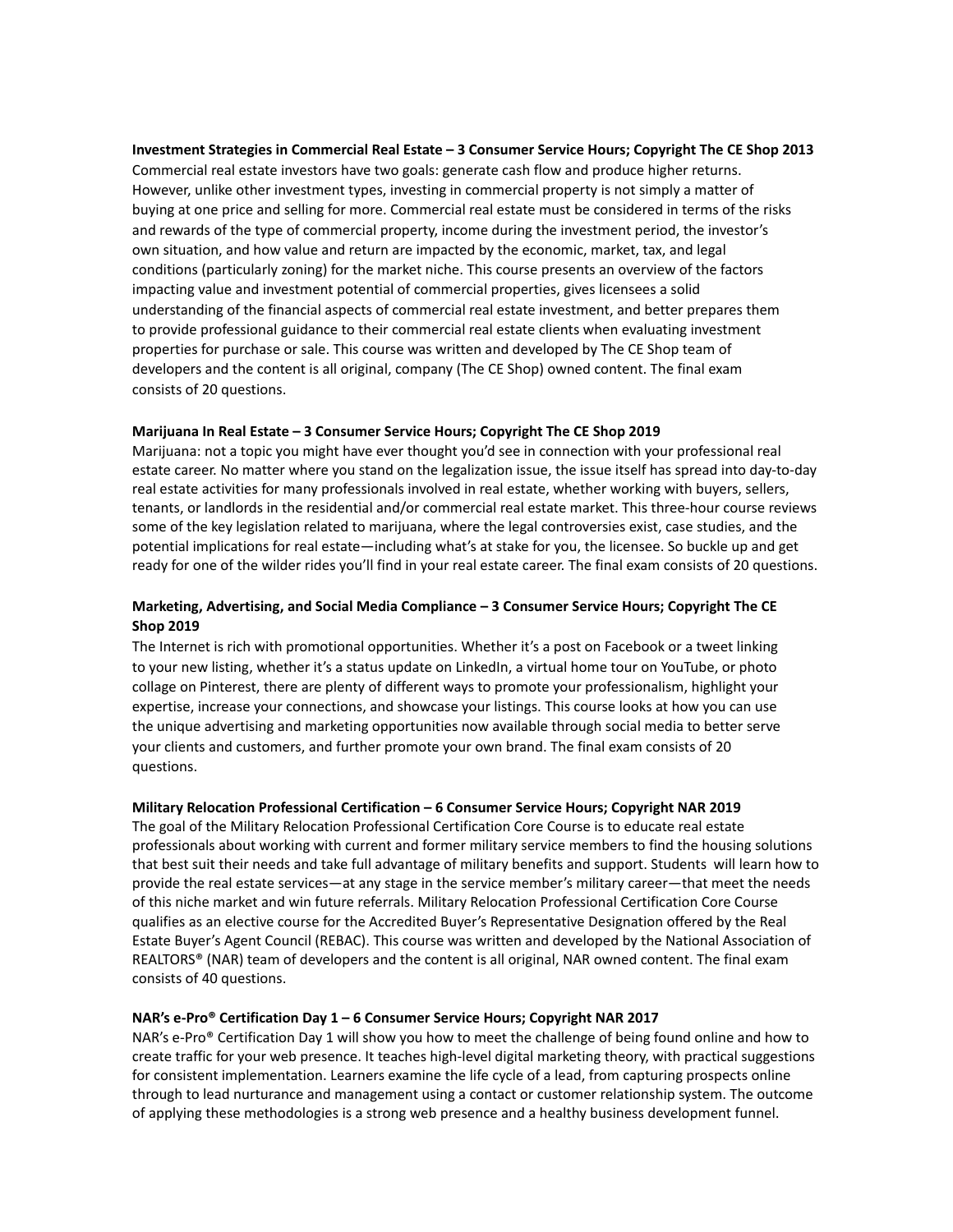**Investment Strategies in Commercial Real Estate – 3 Consumer Service Hours; Copyright The CE Shop 2013**
Commercial real estate investors have two goals: generate cash flow and produce higher returns. However, unlike other investment types, investing in commercial property is not simply a matter of buying at one price and selling for more. Commercial real estate must be considered in terms of the risks and rewards of the type of commercial property, income during the investment period, the investor's own situation, and how value and return are impacted by the economic, market, tax, and legal conditions (particularly zoning) for the market niche. This course presents an overview of the factors impacting value and investment potential of commercial properties, gives licensees a solid understanding of the financial aspects of commercial real estate investment, and better prepares them to provide professional guidance to their commercial real estate clients when evaluating investment properties for purchase or sale. This course was written and developed by The CE Shop team of developers and the content is all original, company (The CE Shop) owned content. The final exam consists of 20 questions.

**Marijuana In Real Estate – 3 Consumer Service Hours; Copyright The CE Shop 2019**
Marijuana: not a topic you might have ever thought you'd see in connection with your professional real estate career. No matter where you stand on the legalization issue, the issue itself has spread into day-to-day real estate activities for many professionals involved in real estate, whether working with buyers, sellers, tenants, or landlords in the residential and/or commercial real estate market. This three-hour course reviews some of the key legislation related to marijuana, where the legal controversies exist, case studies, and the potential implications for real estate—including what's at stake for you, the licensee. So buckle up and get ready for one of the wilder rides you'll find in your real estate career. The final exam consists of 20 questions.

**Marketing, Advertising, and Social Media Compliance – 3 Consumer Service Hours; Copyright The CE Shop 2019**
The Internet is rich with promotional opportunities. Whether it's a post on Facebook or a tweet linking to your new listing, whether it's a status update on LinkedIn, a virtual home tour on YouTube, or photo collage on Pinterest, there are plenty of different ways to promote your professionalism, highlight your expertise, increase your connections, and showcase your listings. This course looks at how you can use the unique advertising and marketing opportunities now available through social media to better serve your clients and customers, and further promote your own brand. The final exam consists of 20 questions.

**Military Relocation Professional Certification – 6 Consumer Service Hours; Copyright NAR 2019**
The goal of the Military Relocation Professional Certification Core Course is to educate real estate professionals about working with current and former military service members to find the housing solutions that best suit their needs and take full advantage of military benefits and support. Students will learn how to provide the real estate services—at any stage in the service member's military career—that meet the needs of this niche market and win future referrals. Military Relocation Professional Certification Core Course qualifies as an elective course for the Accredited Buyer's Representative Designation offered by the Real Estate Buyer's Agent Council (REBAC). This course was written and developed by the National Association of REALTORS® (NAR) team of developers and the content is all original, NAR owned content. The final exam consists of 40 questions.

**NAR's e-Pro® Certification Day 1 – 6 Consumer Service Hours; Copyright NAR 2017**
NAR's e-Pro® Certification Day 1 will show you how to meet the challenge of being found online and how to create traffic for your web presence. It teaches high-level digital marketing theory, with practical suggestions for consistent implementation. Learners examine the life cycle of a lead, from capturing prospects online through to lead nurturance and management using a contact or customer relationship system. The outcome of applying these methodologies is a strong web presence and a healthy business development funnel.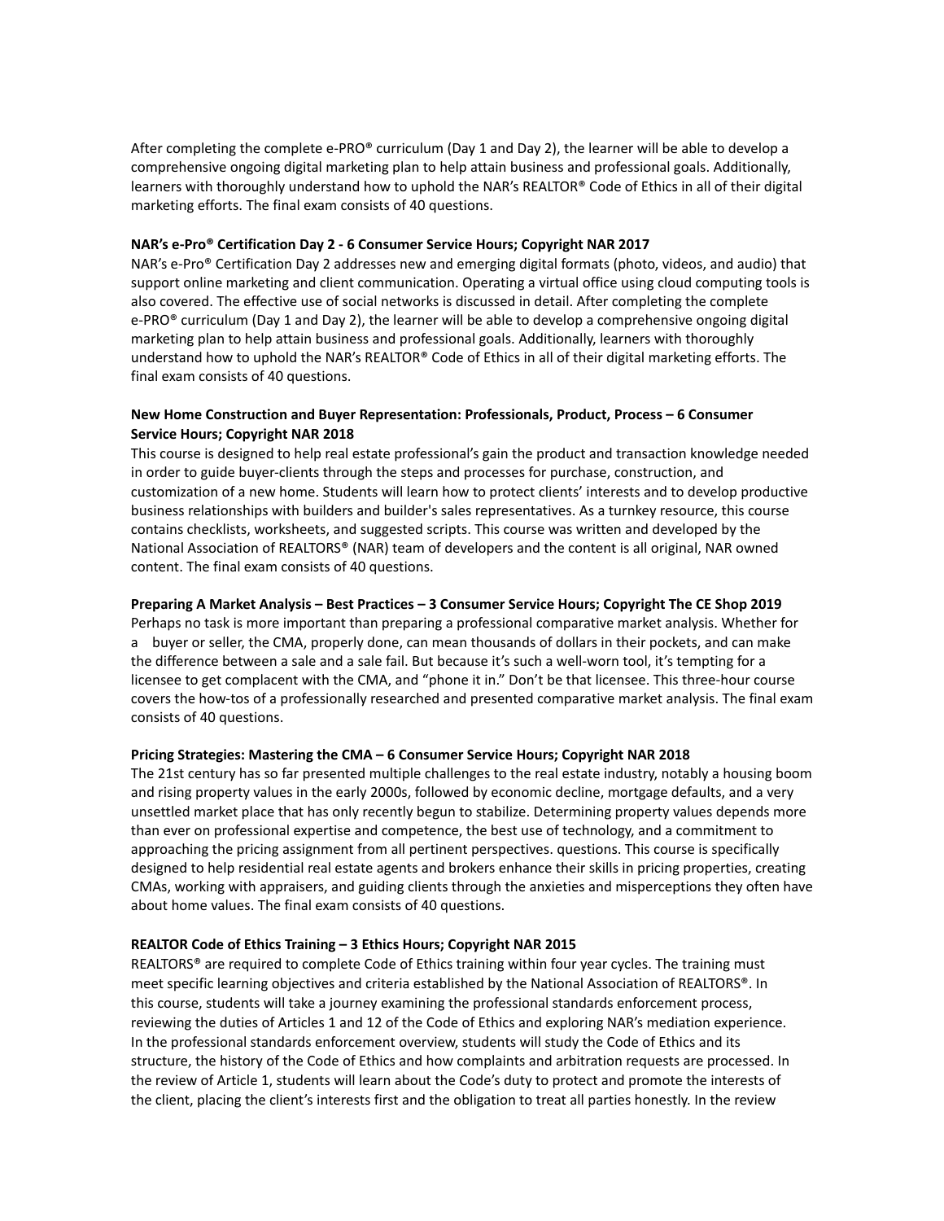After completing the complete e-PRO® curriculum (Day 1 and Day 2), the learner will be able to develop a comprehensive ongoing digital marketing plan to help attain business and professional goals. Additionally, learners with thoroughly understand how to uphold the NAR's REALTOR® Code of Ethics in all of their digital marketing efforts. The final exam consists of 40 questions.

**NAR's e-Pro® Certification Day 2 - 6 Consumer Service Hours; Copyright NAR 2017**

NAR's e-Pro® Certification Day 2 addresses new and emerging digital formats (photo, videos, and audio) that support online marketing and client communication. Operating a virtual office using cloud computing tools is also covered. The effective use of social networks is discussed in detail. After completing the complete e-PRO® curriculum (Day 1 and Day 2), the learner will be able to develop a comprehensive ongoing digital marketing plan to help attain business and professional goals. Additionally, learners with thoroughly understand how to uphold the NAR's REALTOR® Code of Ethics in all of their digital marketing efforts. The final exam consists of 40 questions.

**New Home Construction and Buyer Representation: Professionals, Product, Process – 6 Consumer Service Hours; Copyright NAR 2018**

This course is designed to help real estate professional's gain the product and transaction knowledge needed in order to guide buyer-clients through the steps and processes for purchase, construction, and customization of a new home. Students will learn how to protect clients' interests and to develop productive business relationships with builders and builder's sales representatives. As a turnkey resource, this course contains checklists, worksheets, and suggested scripts. This course was written and developed by the National Association of REALTORS® (NAR) team of developers and the content is all original, NAR owned content. The final exam consists of 40 questions.

**Preparing A Market Analysis – Best Practices – 3 Consumer Service Hours; Copyright The CE Shop 2019**

Perhaps no task is more important than preparing a professional comparative market analysis. Whether for a buyer or seller, the CMA, properly done, can mean thousands of dollars in their pockets, and can make the difference between a sale and a sale fail. But because it's such a well-worn tool, it's tempting for a licensee to get complacent with the CMA, and "phone it in." Don't be that licensee. This three-hour course covers the how-tos of a professionally researched and presented comparative market analysis. The final exam consists of 40 questions.

**Pricing Strategies: Mastering the CMA – 6 Consumer Service Hours; Copyright NAR 2018**

The 21st century has so far presented multiple challenges to the real estate industry, notably a housing boom and rising property values in the early 2000s, followed by economic decline, mortgage defaults, and a very unsettled market place that has only recently begun to stabilize. Determining property values depends more than ever on professional expertise and competence, the best use of technology, and a commitment to approaching the pricing assignment from all pertinent perspectives. questions. This course is specifically designed to help residential real estate agents and brokers enhance their skills in pricing properties, creating CMAs, working with appraisers, and guiding clients through the anxieties and misperceptions they often have about home values. The final exam consists of 40 questions.

**REALTOR Code of Ethics Training – 3 Ethics Hours; Copyright NAR 2015**

REALTORS® are required to complete Code of Ethics training within four year cycles. The training must meet specific learning objectives and criteria established by the National Association of REALTORS®. In this course, students will take a journey examining the professional standards enforcement process, reviewing the duties of Articles 1 and 12 of the Code of Ethics and exploring NAR's mediation experience. In the professional standards enforcement overview, students will study the Code of Ethics and its structure, the history of the Code of Ethics and how complaints and arbitration requests are processed. In the review of Article 1, students will learn about the Code's duty to protect and promote the interests of the client, placing the client's interests first and the obligation to treat all parties honestly. In the review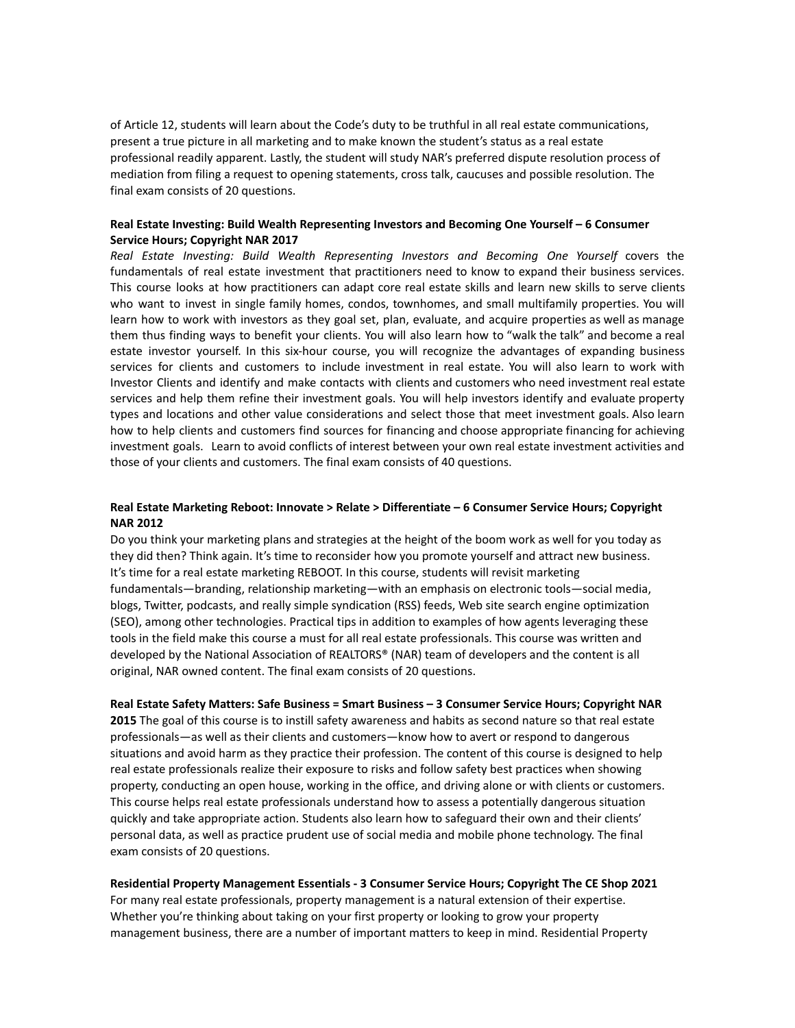of Article 12, students will learn about the Code's duty to be truthful in all real estate communications, present a true picture in all marketing and to make known the student's status as a real estate professional readily apparent. Lastly, the student will study NAR's preferred dispute resolution process of mediation from filing a request to opening statements, cross talk, caucuses and possible resolution. The final exam consists of 20 questions.

**Real Estate Investing: Build Wealth Representing Investors and Becoming One Yourself – 6 Consumer Service Hours; Copyright NAR 2017**

*Real Estate Investing: Build Wealth Representing Investors and Becoming One Yourself* covers the fundamentals of real estate investment that practitioners need to know to expand their business services. This course looks at how practitioners can adapt core real estate skills and learn new skills to serve clients who want to invest in single family homes, condos, townhomes, and small multifamily properties. You will learn how to work with investors as they goal set, plan, evaluate, and acquire properties as well as manage them thus finding ways to benefit your clients. You will also learn how to "walk the talk" and become a real estate investor yourself. In this six-hour course, you will recognize the advantages of expanding business services for clients and customers to include investment in real estate. You will also learn to work with Investor Clients and identify and make contacts with clients and customers who need investment real estate services and help them refine their investment goals. You will help investors identify and evaluate property types and locations and other value considerations and select those that meet investment goals. Also learn how to help clients and customers find sources for financing and choose appropriate financing for achieving investment goals. Learn to avoid conflicts of interest between your own real estate investment activities and those of your clients and customers. The final exam consists of 40 questions.

**Real Estate Marketing Reboot: Innovate > Relate > Differentiate – 6 Consumer Service Hours; Copyright NAR 2012**

Do you think your marketing plans and strategies at the height of the boom work as well for you today as they did then? Think again. It's time to reconsider how you promote yourself and attract new business. It's time for a real estate marketing REBOOT. In this course, students will revisit marketing fundamentals—branding, relationship marketing—with an emphasis on electronic tools—social media, blogs, Twitter, podcasts, and really simple syndication (RSS) feeds, Web site search engine optimization (SEO), among other technologies. Practical tips in addition to examples of how agents leveraging these tools in the field make this course a must for all real estate professionals. This course was written and developed by the National Association of REALTORS® (NAR) team of developers and the content is all original, NAR owned content. The final exam consists of 20 questions.

**Real Estate Safety Matters: Safe Business = Smart Business – 3 Consumer Service Hours; Copyright NAR 2015** The goal of this course is to instill safety awareness and habits as second nature so that real estate professionals—as well as their clients and customers—know how to avert or respond to dangerous situations and avoid harm as they practice their profession. The content of this course is designed to help real estate professionals realize their exposure to risks and follow safety best practices when showing property, conducting an open house, working in the office, and driving alone or with clients or customers. This course helps real estate professionals understand how to assess a potentially dangerous situation quickly and take appropriate action. Students also learn how to safeguard their own and their clients' personal data, as well as practice prudent use of social media and mobile phone technology. The final exam consists of 20 questions.

**Residential Property Management Essentials - 3 Consumer Service Hours; Copyright The CE Shop 2021**

For many real estate professionals, property management is a natural extension of their expertise. Whether you're thinking about taking on your first property or looking to grow your property management business, there are a number of important matters to keep in mind. Residential Property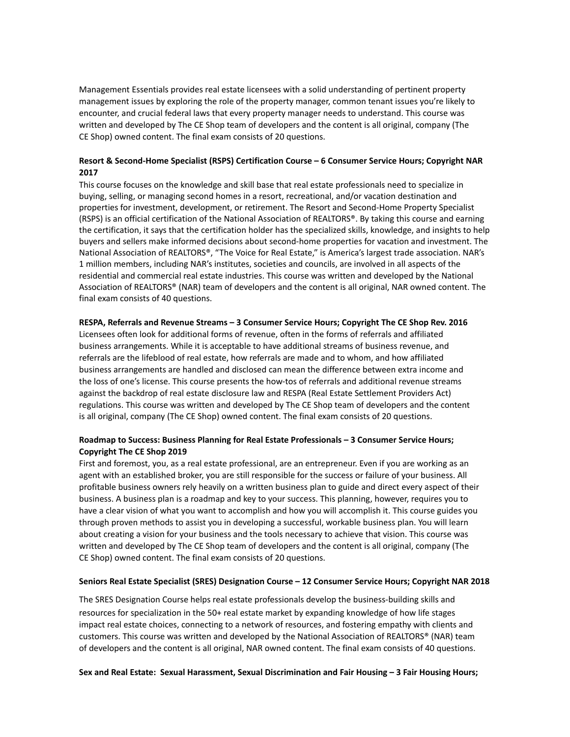Management Essentials provides real estate licensees with a solid understanding of pertinent property management issues by exploring the role of the property manager, common tenant issues you're likely to encounter, and crucial federal laws that every property manager needs to understand. This course was written and developed by The CE Shop team of developers and the content is all original, company (The CE Shop) owned content. The final exam consists of 20 questions.

**Resort & Second-Home Specialist (RSPS) Certification Course – 6 Consumer Service Hours; Copyright NAR 2017**

This course focuses on the knowledge and skill base that real estate professionals need to specialize in buying, selling, or managing second homes in a resort, recreational, and/or vacation destination and properties for investment, development, or retirement. The Resort and Second-Home Property Specialist (RSPS) is an official certification of the National Association of REALTORS®. By taking this course and earning the certification, it says that the certification holder has the specialized skills, knowledge, and insights to help buyers and sellers make informed decisions about second-home properties for vacation and investment. The National Association of REALTORS®, "The Voice for Real Estate," is America's largest trade association. NAR's 1 million members, including NAR's institutes, societies and councils, are involved in all aspects of the residential and commercial real estate industries. This course was written and developed by the National Association of REALTORS® (NAR) team of developers and the content is all original, NAR owned content. The final exam consists of 40 questions.

**RESPA, Referrals and Revenue Streams – 3 Consumer Service Hours; Copyright The CE Shop Rev. 2016**

Licensees often look for additional forms of revenue, often in the forms of referrals and affiliated business arrangements. While it is acceptable to have additional streams of business revenue, and referrals are the lifeblood of real estate, how referrals are made and to whom, and how affiliated business arrangements are handled and disclosed can mean the difference between extra income and the loss of one's license. This course presents the how-tos of referrals and additional revenue streams against the backdrop of real estate disclosure law and RESPA (Real Estate Settlement Providers Act) regulations. This course was written and developed by The CE Shop team of developers and the content is all original, company (The CE Shop) owned content. The final exam consists of 20 questions.

**Roadmap to Success: Business Planning for Real Estate Professionals – 3 Consumer Service Hours; Copyright The CE Shop 2019**

First and foremost, you, as a real estate professional, are an entrepreneur. Even if you are working as an agent with an established broker, you are still responsible for the success or failure of your business. All profitable business owners rely heavily on a written business plan to guide and direct every aspect of their business. A business plan is a roadmap and key to your success. This planning, however, requires you to have a clear vision of what you want to accomplish and how you will accomplish it. This course guides you through proven methods to assist you in developing a successful, workable business plan. You will learn about creating a vision for your business and the tools necessary to achieve that vision. This course was written and developed by The CE Shop team of developers and the content is all original, company (The CE Shop) owned content. The final exam consists of 20 questions.

**Seniors Real Estate Specialist (SRES) Designation Course – 12 Consumer Service Hours; Copyright NAR 2018**

The SRES Designation Course helps real estate professionals develop the business-building skills and resources for specialization in the 50+ real estate market by expanding knowledge of how life stages impact real estate choices, connecting to a network of resources, and fostering empathy with clients and customers. This course was written and developed by the National Association of REALTORS® (NAR) team of developers and the content is all original, NAR owned content. The final exam consists of 40 questions.

**Sex and Real Estate: Sexual Harassment, Sexual Discrimination and Fair Housing – 3 Fair Housing Hours;**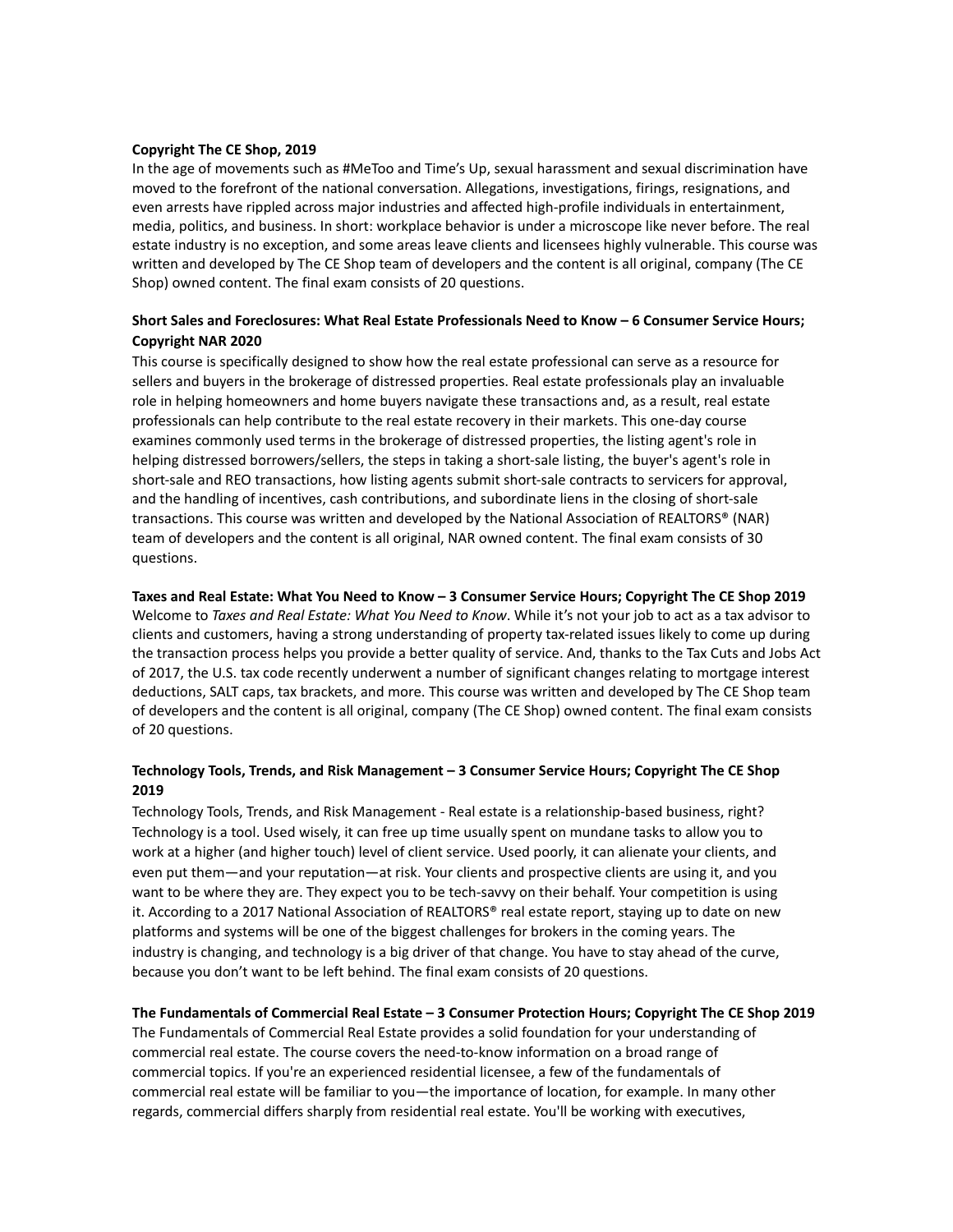**Copyright The CE Shop, 2019**

In the age of movements such as #MeToo and Time's Up, sexual harassment and sexual discrimination have moved to the forefront of the national conversation. Allegations, investigations, firings, resignations, and even arrests have rippled across major industries and affected high-profile individuals in entertainment, media, politics, and business. In short: workplace behavior is under a microscope like never before. The real estate industry is no exception, and some areas leave clients and licensees highly vulnerable. This course was written and developed by The CE Shop team of developers and the content is all original, company (The CE Shop) owned content. The final exam consists of 20 questions.

**Short Sales and Foreclosures: What Real Estate Professionals Need to Know – 6 Consumer Service Hours; Copyright NAR 2020**

This course is specifically designed to show how the real estate professional can serve as a resource for sellers and buyers in the brokerage of distressed properties. Real estate professionals play an invaluable role in helping homeowners and home buyers navigate these transactions and, as a result, real estate professionals can help contribute to the real estate recovery in their markets. This one-day course examines commonly used terms in the brokerage of distressed properties, the listing agent's role in helping distressed borrowers/sellers, the steps in taking a short-sale listing, the buyer's agent's role in short-sale and REO transactions, how listing agents submit short-sale contracts to servicers for approval, and the handling of incentives, cash contributions, and subordinate liens in the closing of short-sale transactions. This course was written and developed by the National Association of REALTORS® (NAR) team of developers and the content is all original, NAR owned content. The final exam consists of 30 questions.

**Taxes and Real Estate: What You Need to Know – 3 Consumer Service Hours; Copyright The CE Shop 2019**

Welcome to *Taxes and Real Estate: What You Need to Know*. While it's not your job to act as a tax advisor to clients and customers, having a strong understanding of property tax-related issues likely to come up during the transaction process helps you provide a better quality of service. And, thanks to the Tax Cuts and Jobs Act of 2017, the U.S. tax code recently underwent a number of significant changes relating to mortgage interest deductions, SALT caps, tax brackets, and more. This course was written and developed by The CE Shop team of developers and the content is all original, company (The CE Shop) owned content. The final exam consists of 20 questions.

**Technology Tools, Trends, and Risk Management – 3 Consumer Service Hours; Copyright The CE Shop 2019**

Technology Tools, Trends, and Risk Management - Real estate is a relationship-based business, right? Technology is a tool. Used wisely, it can free up time usually spent on mundane tasks to allow you to work at a higher (and higher touch) level of client service. Used poorly, it can alienate your clients, and even put them—and your reputation—at risk. Your clients and prospective clients are using it, and you want to be where they are. They expect you to be tech-savvy on their behalf. Your competition is using it. According to a 2017 National Association of REALTORS® real estate report, staying up to date on new platforms and systems will be one of the biggest challenges for brokers in the coming years. The industry is changing, and technology is a big driver of that change. You have to stay ahead of the curve, because you don't want to be left behind. The final exam consists of 20 questions.

**The Fundamentals of Commercial Real Estate – 3 Consumer Protection Hours; Copyright The CE Shop 2019**

The Fundamentals of Commercial Real Estate provides a solid foundation for your understanding of commercial real estate. The course covers the need-to-know information on a broad range of commercial topics. If you're an experienced residential licensee, a few of the fundamentals of commercial real estate will be familiar to you—the importance of location, for example. In many other regards, commercial differs sharply from residential real estate. You'll be working with executives,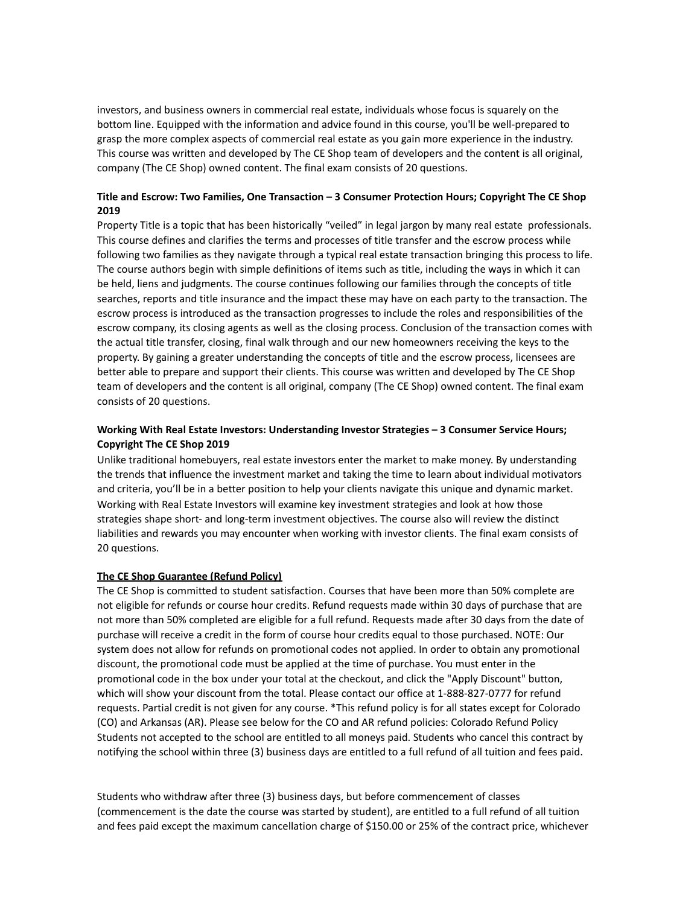investors, and business owners in commercial real estate, individuals whose focus is squarely on the bottom line. Equipped with the information and advice found in this course, you'll be well-prepared to grasp the more complex aspects of commercial real estate as you gain more experience in the industry. This course was written and developed by The CE Shop team of developers and the content is all original, company (The CE Shop) owned content. The final exam consists of 20 questions.

**Title and Escrow: Two Families, One Transaction – 3 Consumer Protection Hours; Copyright The CE Shop 2019**

Property Title is a topic that has been historically "veiled" in legal jargon by many real estate professionals. This course defines and clarifies the terms and processes of title transfer and the escrow process while following two families as they navigate through a typical real estate transaction bringing this process to life. The course authors begin with simple definitions of items such as title, including the ways in which it can be held, liens and judgments. The course continues following our families through the concepts of title searches, reports and title insurance and the impact these may have on each party to the transaction. The escrow process is introduced as the transaction progresses to include the roles and responsibilities of the escrow company, its closing agents as well as the closing process. Conclusion of the transaction comes with the actual title transfer, closing, final walk through and our new homeowners receiving the keys to the property. By gaining a greater understanding the concepts of title and the escrow process, licensees are better able to prepare and support their clients. This course was written and developed by The CE Shop team of developers and the content is all original, company (The CE Shop) owned content. The final exam consists of 20 questions.

**Working With Real Estate Investors: Understanding Investor Strategies – 3 Consumer Service Hours; Copyright The CE Shop 2019**

Unlike traditional homebuyers, real estate investors enter the market to make money. By understanding the trends that influence the investment market and taking the time to learn about individual motivators and criteria, you'll be in a better position to help your clients navigate this unique and dynamic market. Working with Real Estate Investors will examine key investment strategies and look at how those strategies shape short- and long-term investment objectives. The course also will review the distinct liabilities and rewards you may encounter when working with investor clients. The final exam consists of 20 questions.

**The CE Shop Guarantee (Refund Policy)**

The CE Shop is committed to student satisfaction. Courses that have been more than 50% complete are not eligible for refunds or course hour credits. Refund requests made within 30 days of purchase that are not more than 50% completed are eligible for a full refund. Requests made after 30 days from the date of purchase will receive a credit in the form of course hour credits equal to those purchased. NOTE: Our system does not allow for refunds on promotional codes not applied. In order to obtain any promotional discount, the promotional code must be applied at the time of purchase. You must enter in the promotional code in the box under your total at the checkout, and click the "Apply Discount" button, which will show your discount from the total. Please contact our office at 1-888-827-0777 for refund requests. Partial credit is not given for any course. *This refund policy is for all states except for Colorado (CO) and Arkansas (AR). Please see below for the CO and AR refund policies: Colorado Refund Policy Students not accepted to the school are entitled to all moneys paid. Students who cancel this contract by notifying the school within three (3) business days are entitled to a full refund of all tuition and fees paid.

Students who withdraw after three (3) business days, but before commencement of classes (commencement is the date the course was started by student), are entitled to a full refund of all tuition and fees paid except the maximum cancellation charge of $150.00 or 25% of the contract price, whichever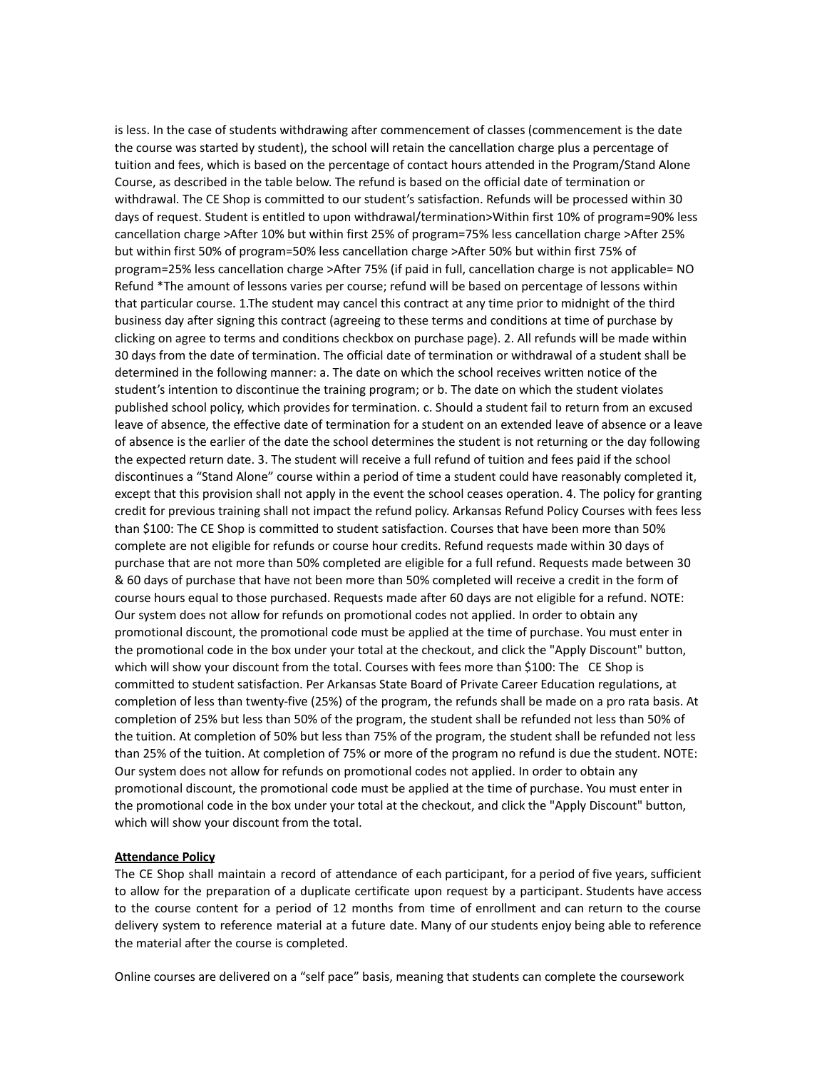is less. In the case of students withdrawing after commencement of classes (commencement is the date the course was started by student), the school will retain the cancellation charge plus a percentage of tuition and fees, which is based on the percentage of contact hours attended in the Program/Stand Alone Course, as described in the table below. The refund is based on the official date of termination or withdrawal. The CE Shop is committed to our student's satisfaction. Refunds will be processed within 30 days of request. Student is entitled to upon withdrawal/termination>Within first 10% of program=90% less cancellation charge >After 10% but within first 25% of program=75% less cancellation charge >After 25% but within first 50% of program=50% less cancellation charge >After 50% but within first 75% of program=25% less cancellation charge >After 75% (if paid in full, cancellation charge is not applicable= NO Refund *The amount of lessons varies per course; refund will be based on percentage of lessons within that particular course. 1.The student may cancel this contract at any time prior to midnight of the third business day after signing this contract (agreeing to these terms and conditions at time of purchase by clicking on agree to terms and conditions checkbox on purchase page). 2. All refunds will be made within 30 days from the date of termination. The official date of termination or withdrawal of a student shall be determined in the following manner: a. The date on which the school receives written notice of the student's intention to discontinue the training program; or b. The date on which the student violates published school policy, which provides for termination. c. Should a student fail to return from an excused leave of absence, the effective date of termination for a student on an extended leave of absence or a leave of absence is the earlier of the date the school determines the student is not returning or the day following the expected return date. 3. The student will receive a full refund of tuition and fees paid if the school discontinues a "Stand Alone" course within a period of time a student could have reasonably completed it, except that this provision shall not apply in the event the school ceases operation. 4. The policy for granting credit for previous training shall not impact the refund policy. Arkansas Refund Policy Courses with fees less than $100: The CE Shop is committed to student satisfaction. Courses that have been more than 50% complete are not eligible for refunds or course hour credits. Refund requests made within 30 days of purchase that are not more than 50% completed are eligible for a full refund. Requests made between 30 & 60 days of purchase that have not been more than 50% completed will receive a credit in the form of course hours equal to those purchased. Requests made after 60 days are not eligible for a refund. NOTE: Our system does not allow for refunds on promotional codes not applied. In order to obtain any promotional discount, the promotional code must be applied at the time of purchase. You must enter in the promotional code in the box under your total at the checkout, and click the "Apply Discount" button, which will show your discount from the total. Courses with fees more than $100: The CE Shop is committed to student satisfaction. Per Arkansas State Board of Private Career Education regulations, at completion of less than twenty-five (25%) of the program, the refunds shall be made on a pro rata basis. At completion of 25% but less than 50% of the program, the student shall be refunded not less than 50% of the tuition. At completion of 50% but less than 75% of the program, the student shall be refunded not less than 25% of the tuition. At completion of 75% or more of the program no refund is due the student. NOTE: Our system does not allow for refunds on promotional codes not applied. In order to obtain any promotional discount, the promotional code must be applied at the time of purchase. You must enter in the promotional code in the box under your total at the checkout, and click the "Apply Discount" button, which will show your discount from the total.

**Attendance Policy**

The CE Shop shall maintain a record of attendance of each participant, for a period of five years, sufficient to allow for the preparation of a duplicate certificate upon request by a participant. Students have access to the course content for a period of 12 months from time of enrollment and can return to the course delivery system to reference material at a future date. Many of our students enjoy being able to reference the material after the course is completed.

Online courses are delivered on a "self pace" basis, meaning that students can complete the coursework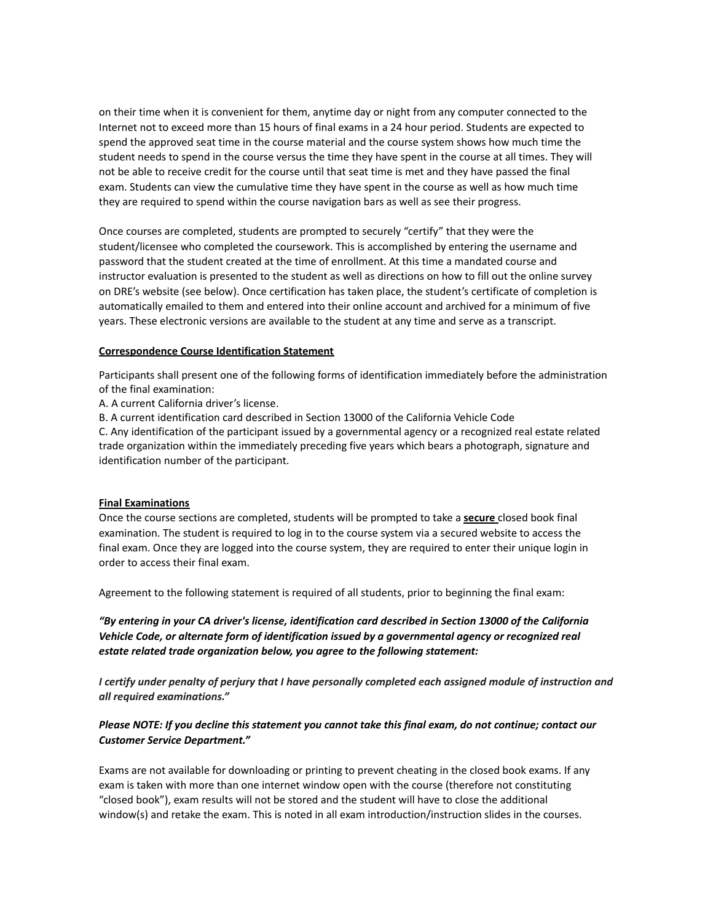on their time when it is convenient for them, anytime day or night from any computer connected to the Internet not to exceed more than 15 hours of final exams in a 24 hour period. Students are expected to spend the approved seat time in the course material and the course system shows how much time the student needs to spend in the course versus the time they have spent in the course at all times. They will not be able to receive credit for the course until that seat time is met and they have passed the final exam. Students can view the cumulative time they have spent in the course as well as how much time they are required to spend within the course navigation bars as well as see their progress.

Once courses are completed, students are prompted to securely "certify" that they were the student/licensee who completed the coursework. This is accomplished by entering the username and password that the student created at the time of enrollment. At this time a mandated course and instructor evaluation is presented to the student as well as directions on how to fill out the online survey on DRE's website (see below). Once certification has taken place, the student's certificate of completion is automatically emailed to them and entered into their online account and archived for a minimum of five years. These electronic versions are available to the student at any time and serve as a transcript.

**Correspondence Course Identification Statement**

Participants shall present one of the following forms of identification immediately before the administration of the final examination:

A. A current California driver's license.
B. A current identification card described in Section 13000 of the California Vehicle Code
C. Any identification of the participant issued by a governmental agency or a recognized real estate related trade organization within the immediately preceding five years which bears a photograph, signature and identification number of the participant.

**Final Examinations**

Once the course sections are completed, students will be prompted to take a **secure** closed book final examination. The student is required to log in to the course system via a secured website to access the final exam. Once they are logged into the course system, they are required to enter their unique login in order to access their final exam.

Agreement to the following statement is required of all students, prior to beginning the final exam:

***"By entering in your CA driver's license, identification card described in Section 13000 of the California Vehicle Code, or alternate form of identification issued by a governmental agency or recognized real estate related trade organization below, you agree to the following statement:***

***I certify under penalty of perjury that I have personally completed each assigned module of instruction and all required examinations."***

***Please NOTE: If you decline this statement you cannot take this final exam, do not continue; contact our Customer Service Department."***

Exams are not available for downloading or printing to prevent cheating in the closed book exams. If any exam is taken with more than one internet window open with the course (therefore not constituting "closed book"), exam results will not be stored and the student will have to close the additional window(s) and retake the exam. This is noted in all exam introduction/instruction slides in the courses.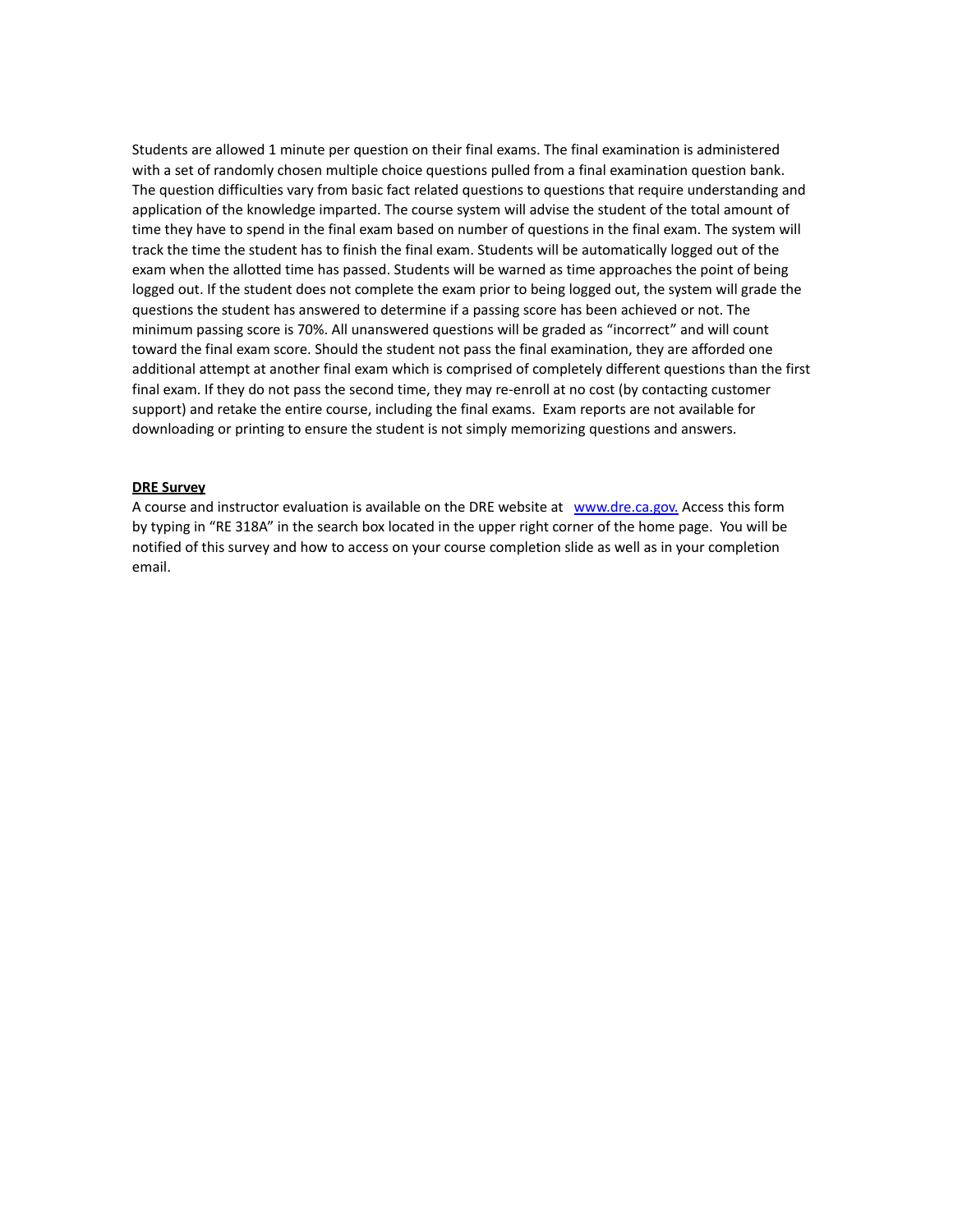Students are allowed 1 minute per question on their final exams. The final examination is administered with a set of randomly chosen multiple choice questions pulled from a final examination question bank. The question difficulties vary from basic fact related questions to questions that require understanding and application of the knowledge imparted. The course system will advise the student of the total amount of time they have to spend in the final exam based on number of questions in the final exam. The system will track the time the student has to finish the final exam. Students will be automatically logged out of the exam when the allotted time has passed. Students will be warned as time approaches the point of being logged out. If the student does not complete the exam prior to being logged out, the system will grade the questions the student has answered to determine if a passing score has been achieved or not. The minimum passing score is 70%. All unanswered questions will be graded as "incorrect" and will count toward the final exam score. Should the student not pass the final examination, they are afforded one additional attempt at another final exam which is comprised of completely different questions than the first final exam. If they do not pass the second time, they may re-enroll at no cost (by contacting customer support) and retake the entire course, including the final exams. Exam reports are not available for downloading or printing to ensure the student is not simply memorizing questions and answers.

**DRE Survey**

A course and instructor evaluation is available on the DRE website at [www.dre.ca.gov.](http://www.dre.ca.gov) Access this form by typing in "RE 318A" in the search box located in the upper right corner of the home page. You will be notified of this survey and how to access on your course completion slide as well as in your completion email.